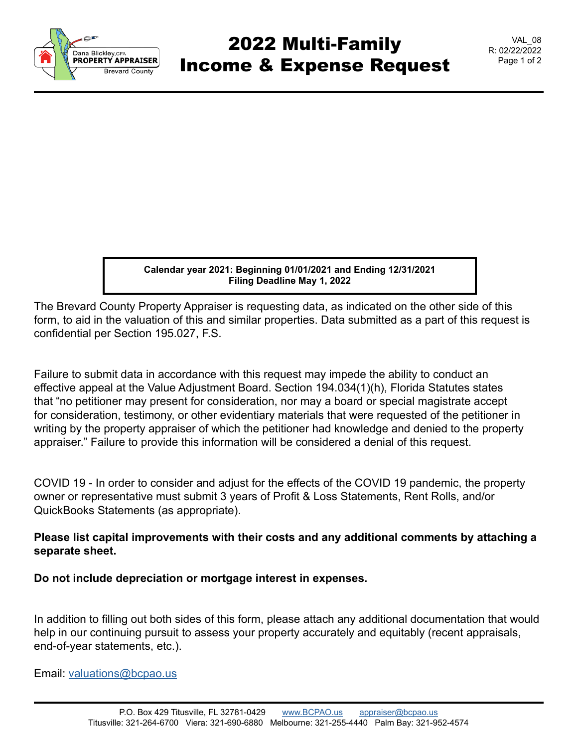# 2022 Multi-Family Income & Expense Request

VAL_08
R: 02/22/2022

**Calendar year 2021: Beginning 01/01/2021 and Ending 12/31/2021**
**Filing Deadline May 1, 2022**

The Brevard County Property Appraiser is requesting data, as indicated on the other side of this form, to aid in the valuation of this and similar properties. Data submitted as a part of this request is confidential per Section 195.027, F.S.

Failure to submit data in accordance with this request may impede the ability to conduct an effective appeal at the Value Adjustment Board. Section 194.034(1)(h), Florida Statutes states that "no petitioner may present for consideration, nor may a board or special magistrate accept for consideration, testimony, or other evidentiary materials that were requested of the petitioner in writing by the property appraiser of which the petitioner had knowledge and denied to the property appraiser." Failure to provide this information will be considered a denial of this request.

COVID 19 - In order to consider and adjust for the effects of the COVID 19 pandemic, the property owner or representative must submit 3 years of Profit & Loss Statements, Rent Rolls, and/or QuickBooks Statements (as appropriate).

**Please list capital improvements with their costs and any additional comments by attaching a separate sheet.**

**Do not include depreciation or mortgage interest in expenses.**

In addition to filling out both sides of this form, please attach any additional documentation that would help in our continuing pursuit to assess your property accurately and equitably (recent appraisals, end-of-year statements, etc.).

Email: valuations@bcpao.us

P.O. Box 429 Titusville, FL 32781-0429 www.BCPAO.us appraiser@bcpao.us
Titusville: 321-264-6700 Viera: 321-690-6880 Melbourne: 321-255-4440 Palm Bay: 321-952-4574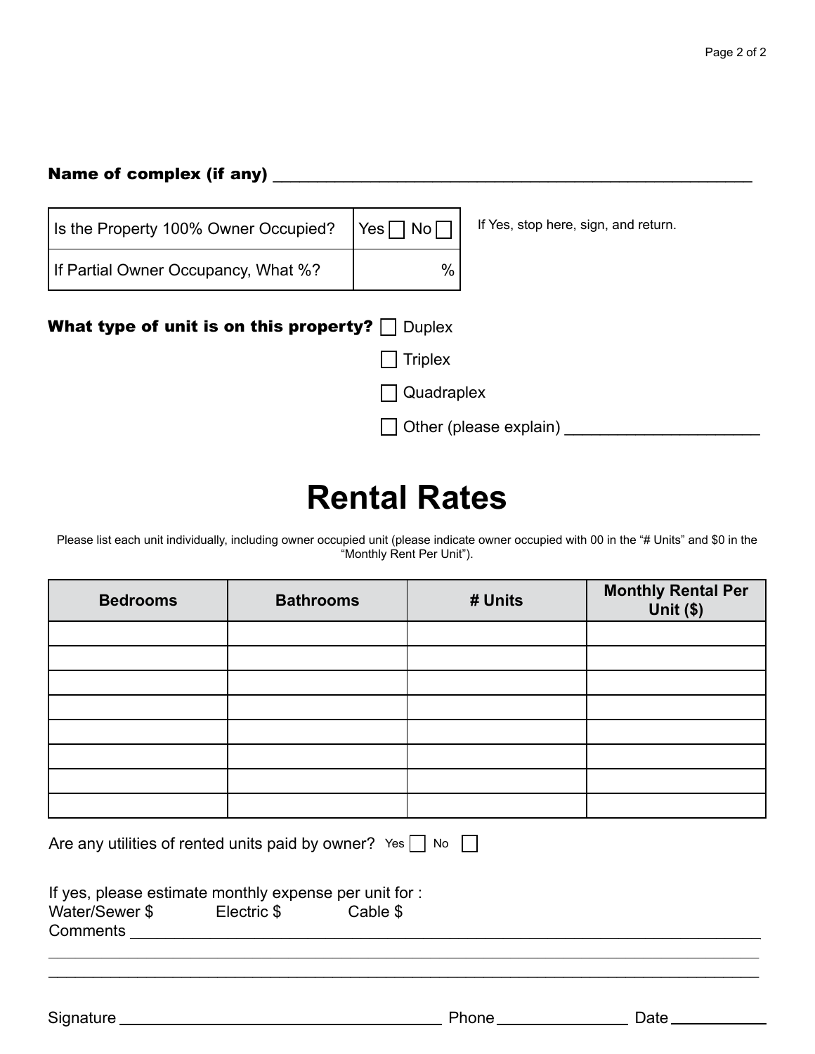**Name of complex (if any)** ______________________________________________________

| | | |
|---|---|---|
| Is the Property 100% Owner Occupied? | Yes ☐ No ☐ | If Yes, stop here, sign, and return. |
| If Partial Owner Occupancy, What %? | % | |

**What type of unit is on this property?**

☐ Duplex

☐ Triplex

☐ Quadraplex

☐ Other (please explain) ______________________

# Rental Rates

Please list each unit individually, including owner occupied unit (please indicate owner occupied with 00 in the "# Units" and $0 in the "Monthly Rent Per Unit").

| Bedrooms | Bathrooms | # Units | Monthly Rental Per Unit ($) |
|---|---|---|---|
| | | | |
| | | | |
| | | | |
| | | | |
| | | | |
| | | | |
| | | | |
| | | | |

Are any utilities of rented units paid by owner? Yes ☐ No ☐

If yes, please estimate monthly expense per unit for :
Water/Sewer $ Electric $ Cable $
Comments ______________________________________________________________________

______________________________________________________________________________

______________________________________________________________________________

Signature ______________________________ Phone ________________ Date ____________